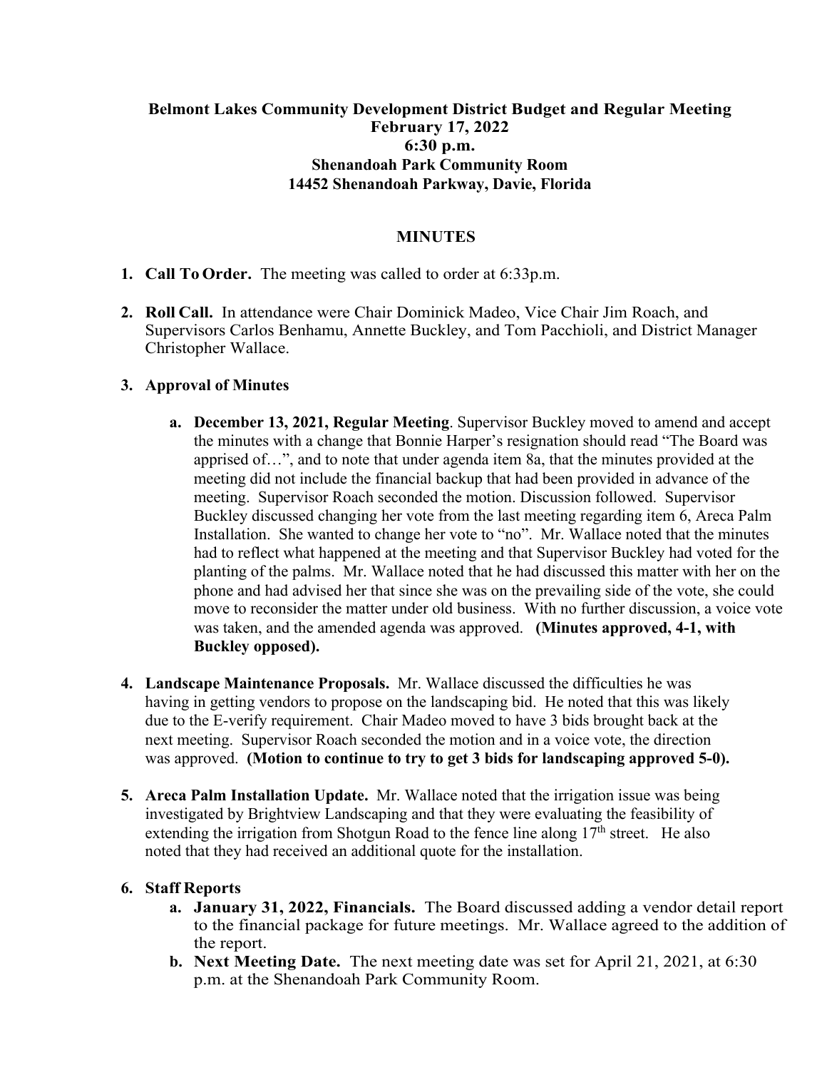**Belmont Lakes Community Development District Budget and Regular Meeting**
**February 17, 2022**
**6:30 p.m.**
**Shenandoah Park Community Room**
**14452 Shenandoah Parkway, Davie, Florida**

**MINUTES**

1. **Call To Order.** The meeting was called to order at 6:33p.m.

2. **Roll Call.** In attendance were Chair Dominick Madeo, Vice Chair Jim Roach, and Supervisors Carlos Benhamu, Annette Buckley, and Tom Pacchioli, and District Manager Christopher Wallace.

3. **Approval of Minutes**

   a. **December 13, 2021, Regular Meeting**. Supervisor Buckley moved to amend and accept the minutes with a change that Bonnie Harper's resignation should read "The Board was apprised of…", and to note that under agenda item 8a, that the minutes provided at the meeting did not include the financial backup that had been provided in advance of the meeting. Supervisor Roach seconded the motion. Discussion followed. Supervisor Buckley discussed changing her vote from the last meeting regarding item 6, Areca Palm Installation. She wanted to change her vote to "no". Mr. Wallace noted that the minutes had to reflect what happened at the meeting and that Supervisor Buckley had voted for the planting of the palms. Mr. Wallace noted that he had discussed this matter with her on the phone and had advised her that since she was on the prevailing side of the vote, she could move to reconsider the matter under old business. With no further discussion, a voice vote was taken, and the amended agenda was approved. **(Minutes approved, 4-1, with Buckley opposed).**

4. **Landscape Maintenance Proposals.** Mr. Wallace discussed the difficulties he was having in getting vendors to propose on the landscaping bid. He noted that this was likely due to the E-verify requirement. Chair Madeo moved to have 3 bids brought back at the next meeting. Supervisor Roach seconded the motion and in a voice vote, the direction was approved. **(Motion to continue to try to get 3 bids for landscaping approved 5-0).**

5. **Areca Palm Installation Update.** Mr. Wallace noted that the irrigation issue was being investigated by Brightview Landscaping and that they were evaluating the feasibility of extending the irrigation from Shotgun Road to the fence line along 17th street. He also noted that they had received an additional quote for the installation.

6. **Staff Reports**

   a. **January 31, 2022, Financials.** The Board discussed adding a vendor detail report to the financial package for future meetings. Mr. Wallace agreed to the addition of the report.

   b. **Next Meeting Date.** The next meeting date was set for April 21, 2021, at 6:30 p.m. at the Shenandoah Park Community Room.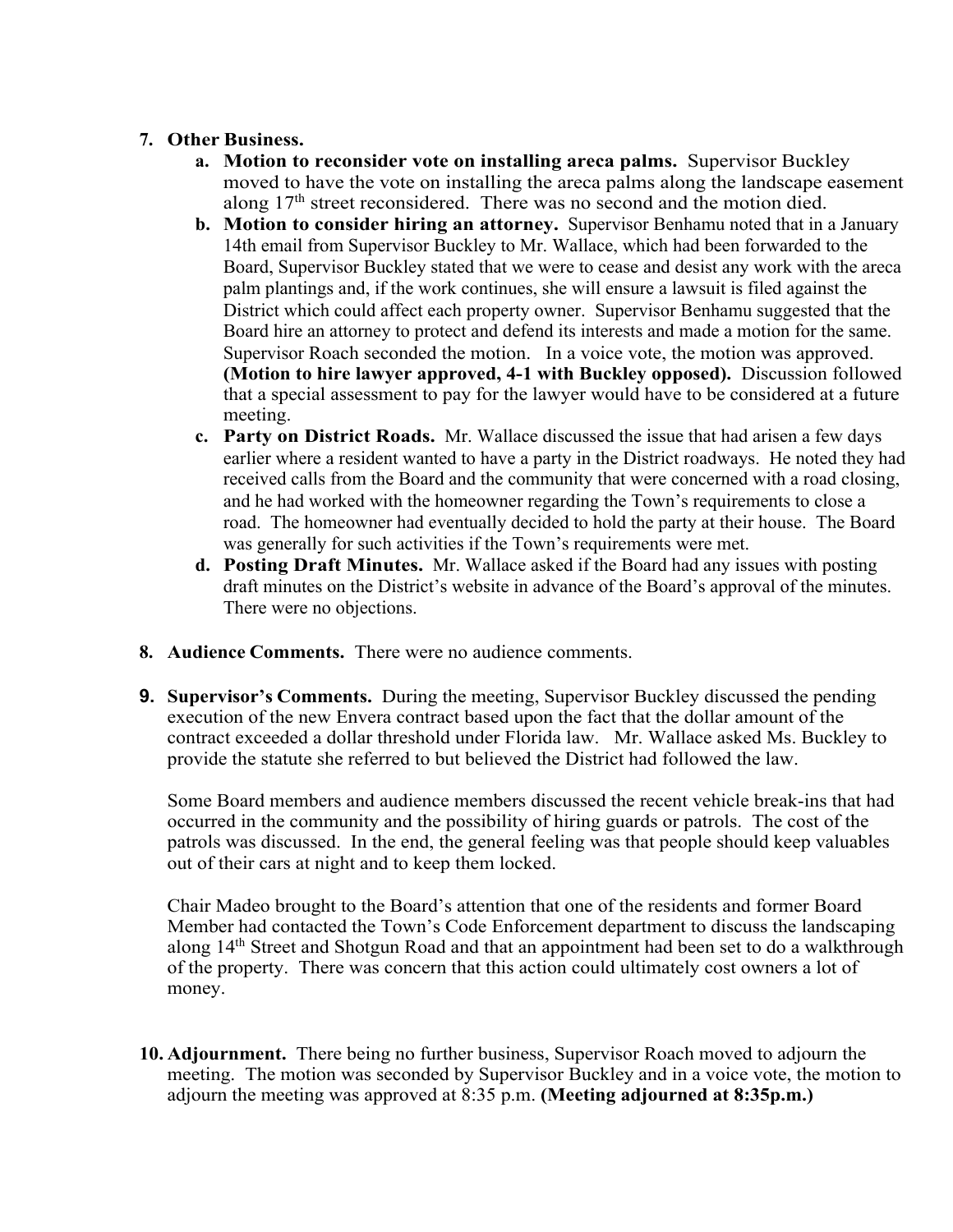7. **Other Business.**
   a. **Motion to reconsider vote on installing areca palms.** Supervisor Buckley moved to have the vote on installing the areca palms along the landscape easement along 17th street reconsidered. There was no second and the motion died.
   b. **Motion to consider hiring an attorney.** Supervisor Benhamu noted that in a January 14th email from Supervisor Buckley to Mr. Wallace, which had been forwarded to the Board, Supervisor Buckley stated that we were to cease and desist any work with the areca palm plantings and, if the work continues, she will ensure a lawsuit is filed against the District which could affect each property owner. Supervisor Benhamu suggested that the Board hire an attorney to protect and defend its interests and made a motion for the same. Supervisor Roach seconded the motion. In a voice vote, the motion was approved. **(Motion to hire lawyer approved, 4-1 with Buckley opposed).** Discussion followed that a special assessment to pay for the lawyer would have to be considered at a future meeting.
   c. **Party on District Roads.** Mr. Wallace discussed the issue that had arisen a few days earlier where a resident wanted to have a party in the District roadways. He noted they had received calls from the Board and the community that were concerned with a road closing, and he had worked with the homeowner regarding the Town's requirements to close a road. The homeowner had eventually decided to hold the party at their house. The Board was generally for such activities if the Town's requirements were met.
   d. **Posting Draft Minutes.** Mr. Wallace asked if the Board had any issues with posting draft minutes on the District's website in advance of the Board's approval of the minutes. There were no objections.

8. **Audience Comments.** There were no audience comments.

9. **Supervisor's Comments.** During the meeting, Supervisor Buckley discussed the pending execution of the new Envera contract based upon the fact that the dollar amount of the contract exceeded a dollar threshold under Florida law. Mr. Wallace asked Ms. Buckley to provide the statute she referred to but believed the District had followed the law.

   Some Board members and audience members discussed the recent vehicle break-ins that had occurred in the community and the possibility of hiring guards or patrols. The cost of the patrols was discussed. In the end, the general feeling was that people should keep valuables out of their cars at night and to keep them locked.

   Chair Madeo brought to the Board's attention that one of the residents and former Board Member had contacted the Town's Code Enforcement department to discuss the landscaping along 14th Street and Shotgun Road and that an appointment had been set to do a walkthrough of the property. There was concern that this action could ultimately cost owners a lot of money.

10. **Adjournment.** There being no further business, Supervisor Roach moved to adjourn the meeting. The motion was seconded by Supervisor Buckley and in a voice vote, the motion to adjourn the meeting was approved at 8:35 p.m. **(Meeting adjourned at 8:35p.m.)**